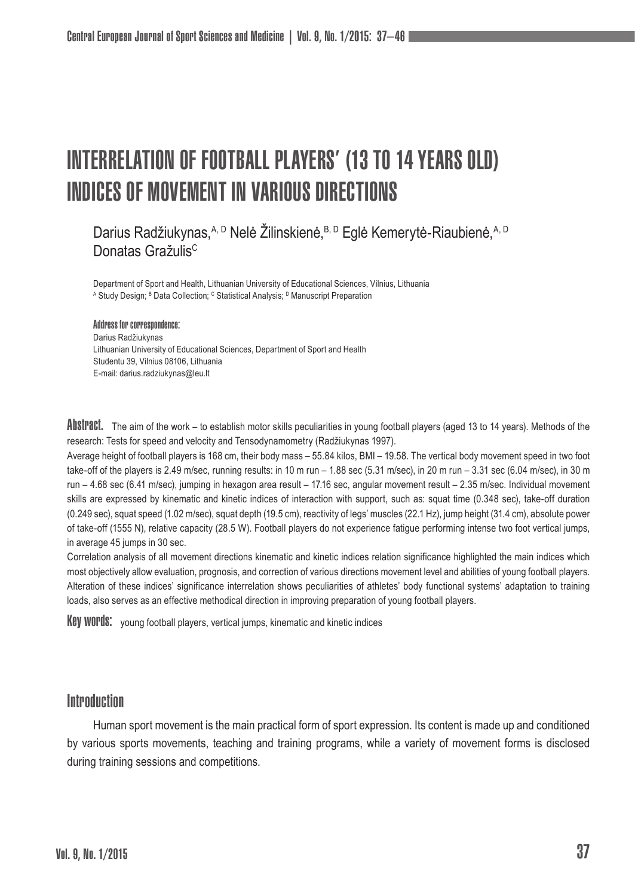# INTERRELATION OF FOOTBALL PLAYERS' (13 TO 14 YEARS OLD) INDICES OF MOVEMENT IN VARIOUS DIRECTIONS

Darius Radžiukynas,[A, D] Nelė Žilinskienė,[B, D] Eglė Kemerytė-Riaubienė,[A, D] Donatas Gražulis[C]

Department of Sport and Health, Lithuanian University of Educational Sciences, Vilnius, Lithuania
[A] Study Design; [B] Data Collection; [C] Statistical Analysis; [D] Manuscript Preparation

**Address for correspondence:**
Darius Radžiukynas
Lithuanian University of Educational Sciences, Department of Sport and Health
Studentu 39, Vilnius 08106, Lithuania
E-mail: darius.radziukynas@leu.lt

**Abstract.** The aim of the work – to establish motor skills peculiarities in young football players (aged 13 to 14 years). Methods of the research: Tests for speed and velocity and Tensodynamometry (Radžiukynas 1997).

Average height of football players is 168 cm, their body mass – 55.84 kilos, BMI – 19.58. The vertical body movement speed in two foot take-off of the players is 2.49 m/sec, running results: in 10 m run – 1.88 sec (5.31 m/sec), in 20 m run – 3.31 sec (6.04 m/sec), in 30 m run – 4.68 sec (6.41 m/sec), jumping in hexagon area result – 17.16 sec, angular movement result – 2.35 m/sec. Individual movement skills are expressed by kinematic and kinetic indices of interaction with support, such as: squat time (0.348 sec), take-off duration (0.249 sec), squat speed (1.02 m/sec), squat depth (19.5 cm), reactivity of legs' muscles (22.1 Hz), jump height (31.4 cm), absolute power of take-off (1555 N), relative capacity (28.5 W). Football players do not experience fatigue performing intense two foot vertical jumps, in average 45 jumps in 30 sec.

Correlation analysis of all movement directions kinematic and kinetic indices relation significance highlighted the main indices which most objectively allow evaluation, prognosis, and correction of various directions movement level and abilities of young football players. Alteration of these indices' significance interrelation shows peculiarities of athletes' body functional systems' adaptation to training loads, also serves as an effective methodical direction in improving preparation of young football players.

**Key words:** young football players, vertical jumps, kinematic and kinetic indices

## Introduction

Human sport movement is the main practical form of sport expression. Its content is made up and conditioned by various sports movements, teaching and training programs, while a variety of movement forms is disclosed during training sessions and competitions.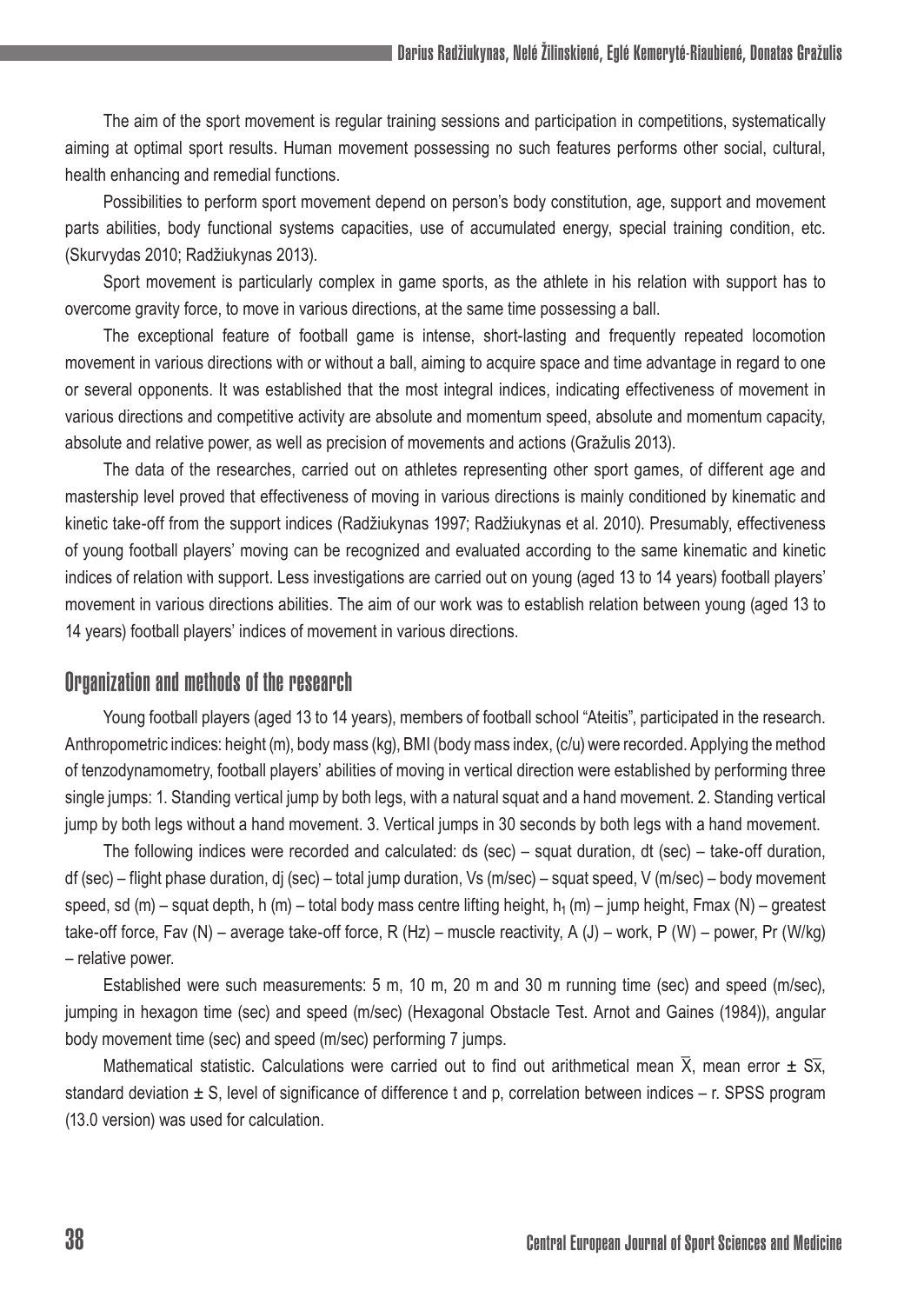The aim of the sport movement is regular training sessions and participation in competitions, systematically aiming at optimal sport results. Human movement possessing no such features performs other social, cultural, health enhancing and remedial functions.

Possibilities to perform sport movement depend on person's body constitution, age, support and movement parts abilities, body functional systems capacities, use of accumulated energy, special training condition, etc. (Skurvydas 2010; Radžiukynas 2013).

Sport movement is particularly complex in game sports, as the athlete in his relation with support has to overcome gravity force, to move in various directions, at the same time possessing a ball.

The exceptional feature of football game is intense, short-lasting and frequently repeated locomotion movement in various directions with or without a ball, aiming to acquire space and time advantage in regard to one or several opponents. It was established that the most integral indices, indicating effectiveness of movement in various directions and competitive activity are absolute and momentum speed, absolute and momentum capacity, absolute and relative power, as well as precision of movements and actions (Gražulis 2013).

The data of the researches, carried out on athletes representing other sport games, of different age and mastership level proved that effectiveness of moving in various directions is mainly conditioned by kinematic and kinetic take-off from the support indices (Radžiukynas 1997; Radžiukynas et al. 2010). Presumably, effectiveness of young football players' moving can be recognized and evaluated according to the same kinematic and kinetic indices of relation with support. Less investigations are carried out on young (aged 13 to 14 years) football players' movement in various directions abilities. The aim of our work was to establish relation between young (aged 13 to 14 years) football players' indices of movement in various directions.

## Organization and methods of the research

Young football players (aged 13 to 14 years), members of football school "Ateitis", participated in the research. Anthropometric indices: height (m), body mass (kg), BMI (body mass index, (c/u) were recorded. Applying the method of tenzodynamometry, football players' abilities of moving in vertical direction were established by performing three single jumps: 1. Standing vertical jump by both legs, with a natural squat and a hand movement. 2. Standing vertical jump by both legs without a hand movement. 3. Vertical jumps in 30 seconds by both legs with a hand movement.

The following indices were recorded and calculated: ds (sec) – squat duration, dt (sec) – take-off duration, df (sec) – flight phase duration, dj (sec) – total jump duration, Vs (m/sec) – squat speed, V (m/sec) – body movement speed, sd (m) – squat depth, h (m) – total body mass centre lifting height, $h_1$ (m) – jump height, Fmax (N) – greatest take-off force, Fav (N) – average take-off force, R (Hz) – muscle reactivity, A (J) – work, P (W) – power, Pr (W/kg) – relative power.

Established were such measurements: 5 m, 10 m, 20 m and 30 m running time (sec) and speed (m/sec), jumping in hexagon time (sec) and speed (m/sec) (Hexagonal Obstacle Test. Arnot and Gaines (1984)), angular body movement time (sec) and speed (m/sec) performing 7 jumps.

Mathematical statistic. Calculations were carried out to find out arithmetical mean $\overline{X}$, mean error ± $S\overline{x}$, standard deviation ± S, level of significance of difference t and p, correlation between indices – r. SPSS program (13.0 version) was used for calculation.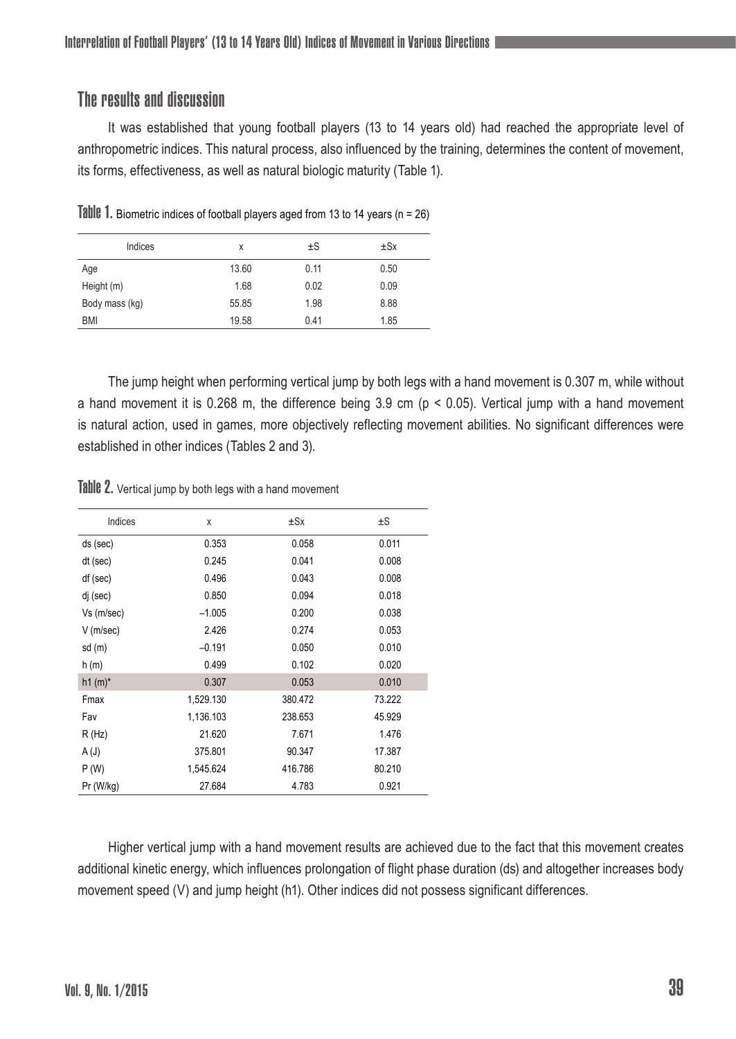## The results and discussion

It was established that young football players (13 to 14 years old) had reached the appropriate level of anthropometric indices. This natural process, also influenced by the training, determines the content of movement, its forms, effectiveness, as well as natural biologic maturity (Table 1).

**Table 1.** Biometric indices of football players aged from 13 to 14 years (n = 26)

| Indices | x | ±S | ±Sx |
|---|---|---|---|
| Age | 13.60 | 0.11 | 0.50 |
| Height (m) | 1.68 | 0.02 | 0.09 |
| Body mass (kg) | 55.85 | 1.98 | 8.88 |
| BMI | 19.58 | 0.41 | 1.85 |

The jump height when performing vertical jump by both legs with a hand movement is 0.307 m, while without a hand movement it is 0.268 m, the difference being 3.9 cm ($p < 0.05$). Vertical jump with a hand movement is natural action, used in games, more objectively reflecting movement abilities. No significant differences were established in other indices (Tables 2 and 3).

**Table 2.** Vertical jump by both legs with a hand movement

| Indices | x | ±Sx | ±S |
|---|---|---|---|
| ds (sec) | 0.353 | 0.058 | 0.011 |
| dt (sec) | 0.245 | 0.041 | 0.008 |
| df (sec) | 0.496 | 0.043 | 0.008 |
| dj (sec) | 0.850 | 0.094 | 0.018 |
| Vs (m/sec) | −1.005 | 0.200 | 0.038 |
| V (m/sec) | 2.426 | 0.274 | 0.053 |
| sd (m) | −0.191 | 0.050 | 0.010 |
| h (m) | 0.499 | 0.102 | 0.020 |
| h1 (m)* | 0.307 | 0.053 | 0.010 |
| Fmax | 1,529.130 | 380.472 | 73.222 |
| Fav | 1,136.103 | 238.653 | 45.929 |
| R (Hz) | 21.620 | 7.671 | 1.476 |
| A (J) | 375.801 | 90.347 | 17.387 |
| P (W) | 1,545.624 | 416.786 | 80.210 |
| Pr (W/kg) | 27.684 | 4.783 | 0.921 |

Higher vertical jump with a hand movement results are achieved due to the fact that this movement creates additional kinetic energy, which influences prolongation of flight phase duration (ds) and altogether increases body movement speed (V) and jump height (h1). Other indices did not possess significant differences.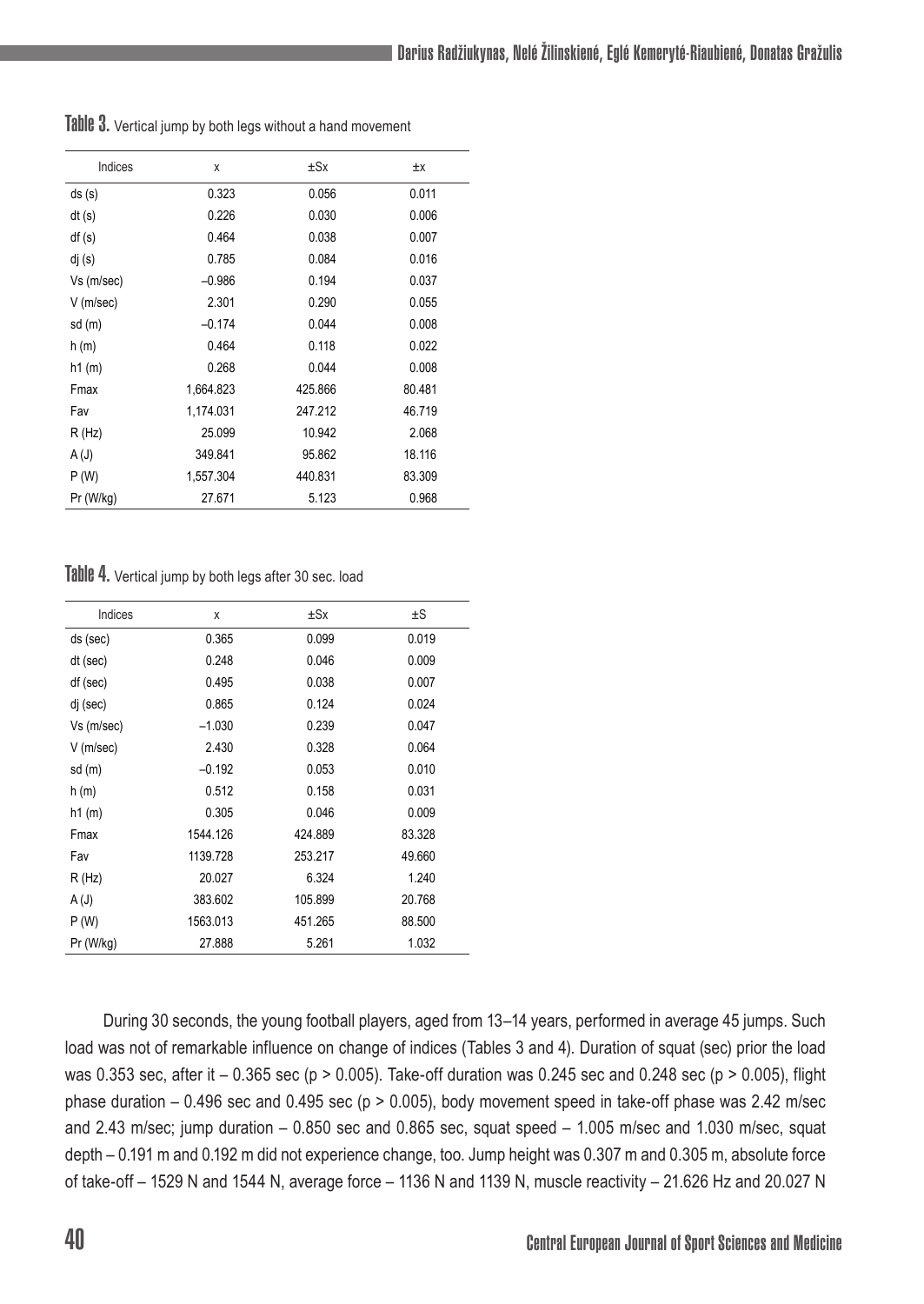**Table 3.** Vertical jump by both legs without a hand movement

| Indices | x | ±Sx | ±x |
|---|---|---|---|
| ds (s) | 0.323 | 0.056 | 0.011 |
| dt (s) | 0.226 | 0.030 | 0.006 |
| df (s) | 0.464 | 0.038 | 0.007 |
| dj (s) | 0.785 | 0.084 | 0.016 |
| Vs (m/sec) | –0.986 | 0.194 | 0.037 |
| V (m/sec) | 2.301 | 0.290 | 0.055 |
| sd (m) | –0.174 | 0.044 | 0.008 |
| h (m) | 0.464 | 0.118 | 0.022 |
| h1 (m) | 0.268 | 0.044 | 0.008 |
| Fmax | 1,664.823 | 425.866 | 80.481 |
| Fav | 1,174.031 | 247.212 | 46.719 |
| R (Hz) | 25.099 | 10.942 | 2.068 |
| A (J) | 349.841 | 95.862 | 18.116 |
| P (W) | 1,557.304 | 440.831 | 83.309 |
| Pr (W/kg) | 27.671 | 5.123 | 0.968 |

**Table 4.** Vertical jump by both legs after 30 sec. load

| Indices | x | ±Sx | ±S |
|---|---|---|---|
| ds (sec) | 0.365 | 0.099 | 0.019 |
| dt (sec) | 0.248 | 0.046 | 0.009 |
| df (sec) | 0.495 | 0.038 | 0.007 |
| dj (sec) | 0.865 | 0.124 | 0.024 |
| Vs (m/sec) | –1.030 | 0.239 | 0.047 |
| V (m/sec) | 2.430 | 0.328 | 0.064 |
| sd (m) | –0.192 | 0.053 | 0.010 |
| h (m) | 0.512 | 0.158 | 0.031 |
| h1 (m) | 0.305 | 0.046 | 0.009 |
| Fmax | 1544.126 | 424.889 | 83.328 |
| Fav | 1139.728 | 253.217 | 49.660 |
| R (Hz) | 20.027 | 6.324 | 1.240 |
| A (J) | 383.602 | 105.899 | 20.768 |
| P (W) | 1563.013 | 451.265 | 88.500 |
| Pr (W/kg) | 27.888 | 5.261 | 1.032 |

During 30 seconds, the young football players, aged from 13–14 years, performed in average 45 jumps. Such load was not of remarkable influence on change of indices (Tables 3 and 4). Duration of squat (sec) prior the load was 0.353 sec, after it – 0.365 sec ($p > 0.005$). Take-off duration was 0.245 sec and 0.248 sec ($p > 0.005$), flight phase duration – 0.496 sec and 0.495 sec ($p > 0.005$), body movement speed in take-off phase was 2.42 m/sec and 2.43 m/sec; jump duration – 0.850 sec and 0.865 sec, squat speed – 1.005 m/sec and 1.030 m/sec, squat depth – 0.191 m and 0.192 m did not experience change, too. Jump height was 0.307 m and 0.305 m, absolute force of take-off – 1529 N and 1544 N, average force – 1136 N and 1139 N, muscle reactivity – 21.626 Hz and 20.027 N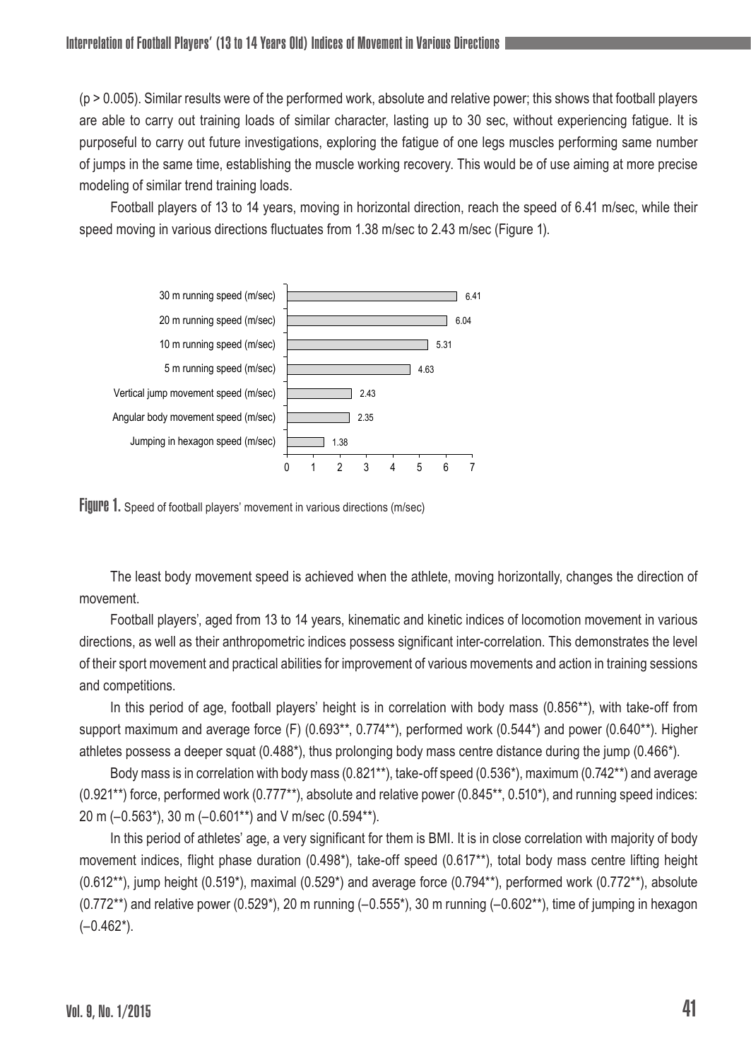(p > 0.005). Similar results were of the performed work, absolute and relative power; this shows that football players are able to carry out training loads of similar character, lasting up to 30 sec, without experiencing fatigue. It is purposeful to carry out future investigations, exploring the fatigue of one legs muscles performing same number of jumps in the same time, establishing the muscle working recovery. This would be of use aiming at more precise modeling of similar trend training loads.

Football players of 13 to 14 years, moving in horizontal direction, reach the speed of 6.41 m/sec, while their speed moving in various directions fluctuates from 1.38 m/sec to 2.43 m/sec (Figure 1).

| Indicator | Speed (m/sec) |
|---|---|
| 30 m running speed (m/sec) | 6.41 |
| 20 m running speed (m/sec) | 6.04 |
| 10 m running speed (m/sec) | 5.31 |
| 5 m running speed (m/sec) | 4.63 |
| Vertical jump movement speed (m/sec) | 2.43 |
| Angular body movement speed (m/sec) | 2.35 |
| Jumping in hexagon speed (m/sec) | 1.38 |

**Figure 1.** Speed of football players' movement in various directions (m/sec)

The least body movement speed is achieved when the athlete, moving horizontally, changes the direction of movement.

Football players', aged from 13 to 14 years, kinematic and kinetic indices of locomotion movement in various directions, as well as their anthropometric indices possess significant inter-correlation. This demonstrates the level of their sport movement and practical abilities for improvement of various movements and action in training sessions and competitions.

In this period of age, football players' height is in correlation with body mass (0.856**), with take-off from support maximum and average force (F) (0.693**, 0.774**), performed work (0.544*) and power (0.640**). Higher athletes possess a deeper squat (0.488*), thus prolonging body mass centre distance during the jump (0.466*).

Body mass is in correlation with body mass (0.821**), take-off speed (0.536*), maximum (0.742**) and average (0.921**) force, performed work (0.777**), absolute and relative power (0.845**, 0.510*), and running speed indices: 20 m (–0.563*), 30 m (–0.601**) and V m/sec (0.594**).

In this period of athletes' age, a very significant for them is BMI. It is in close correlation with majority of body movement indices, flight phase duration (0.498*), take-off speed (0.617**), total body mass centre lifting height (0.612**), jump height (0.519*), maximal (0.529*) and average force (0.794**), performed work (0.772**), absolute (0.772**) and relative power (0.529*), 20 m running (–0.555*), 30 m running (–0.602**), time of jumping in hexagon (–0.462*).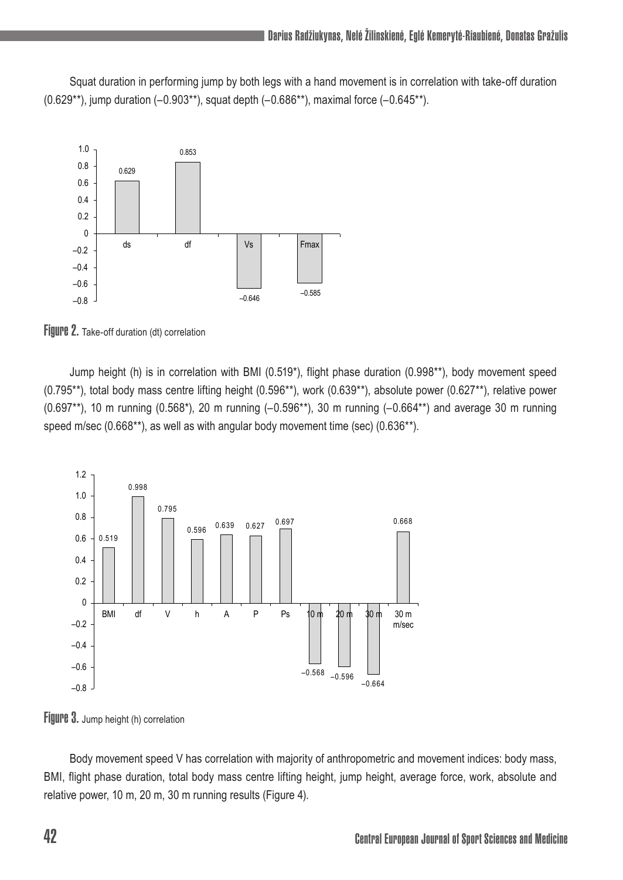Squat duration in performing jump by both legs with a hand movement is in correlation with take-off duration (0.629**), jump duration (–0.903**), squat depth (–0.686**), maximal force (–0.645**).

1.0
0.8
0.6
0.4
0.2
0
–0.2
–0.4
–0.6
–0.8

0.629
0.853
–0.646
–0.585

ds
df
Vs
Fmax

**Figure 2.** Take-off duration (dt) correlation

Jump height (h) is in correlation with BMI (0.519*), flight phase duration (0.998**), body movement speed (0.795**), total body mass centre lifting height (0.596**), work (0.639**), absolute power (0.627**), relative power (0.697**), 10 m running (0.568*), 20 m running (–0.596**), 30 m running (–0.664**) and average 30 m running speed m/sec (0.668**), as well as with angular body movement time (sec) (0.636**).

1.2
1.0
0.8
0.6
0.4
0.2
0
–0.2
–0.4
–0.6
–0.8

0.519
0.998
0.795
0.596
0.639
0.627
0.697
–0.568
–0.596
–0.664
0.668

BMI
df
V
h
A
P
Ps
10 m
20 m
30 m
30 m m/sec

**Figure 3.** Jump height (h) correlation

Body movement speed V has correlation with majority of anthropometric and movement indices: body mass, BMI, flight phase duration, total body mass centre lifting height, jump height, average force, work, absolute and relative power, 10 m, 20 m, 30 m running results (Figure 4).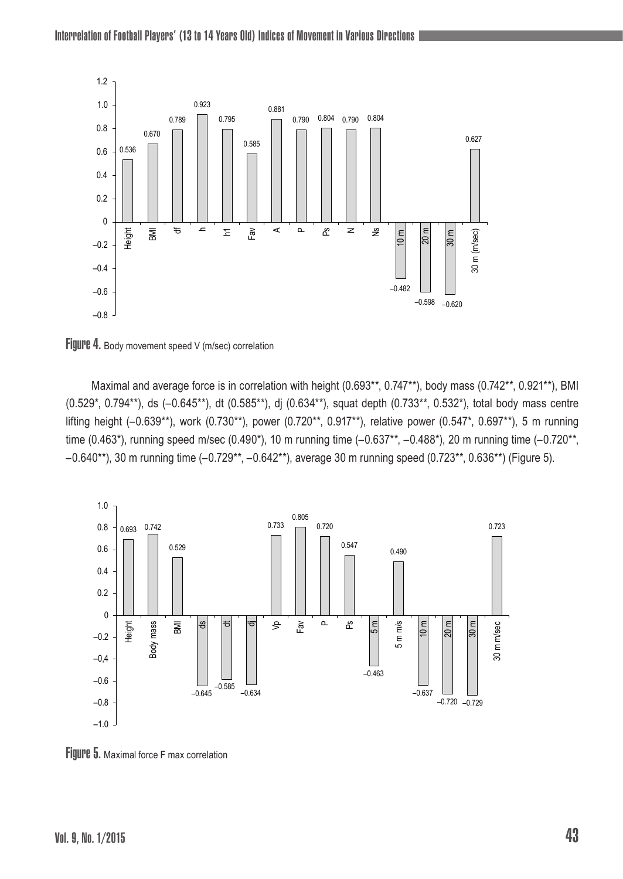1.2
1.0
0.8
0.6
0.4
0.2
0
−0.2
−0.4
−0.6
−0.8

0.536 0.670 0.789 0.923 0.795 0.585 0.881 0.790 0.804 0.790 0.804 0.627
−0.482 −0.598 −0.620

Height BMI df h h1 Fav A P Ps N Ns 10 m 20 m 30 m 30 m (m/sec)

**Figure 4.** Body movement speed V (m/sec) correlation

Maximal and average force is in correlation with height (0.693**, 0.747**), body mass (0.742**, 0.921**), BMI (0.529*, 0.794**), ds (–0.645**), dt (0.585**), dj (0.634**), squat depth (0.733**, 0.532*), total body mass centre lifting height (–0.639**), work (0.730**), power (0.720**, 0.917**), relative power (0.547*, 0.697**), 5 m running time (0.463*), running speed m/sec (0.490*), 10 m running time (–0.637**, –0.488*), 20 m running time (–0.720**, –0.640**), 30 m running time (–0.729**, –0.642**), average 30 m running speed (0.723**, 0.636**) (Figure 5).

1.0
0.8
0.6
0.4
0.2
0
−0.2
−0,4
−0.6
−0.8
−1.0

0.693 0.742 0.529 0.733 0.805 0.720 0.547 0.490 0.723
−0.645 −0.585 −0.634 −0.463 −0.637 −0.720 −0.729

Height Body mass BMI ds dt dj Vp Fav P Ps 5 m 5 m m/s 10 m 20 m 30 m 30 m m/sec

**Figure 5.** Maximal force F max correlation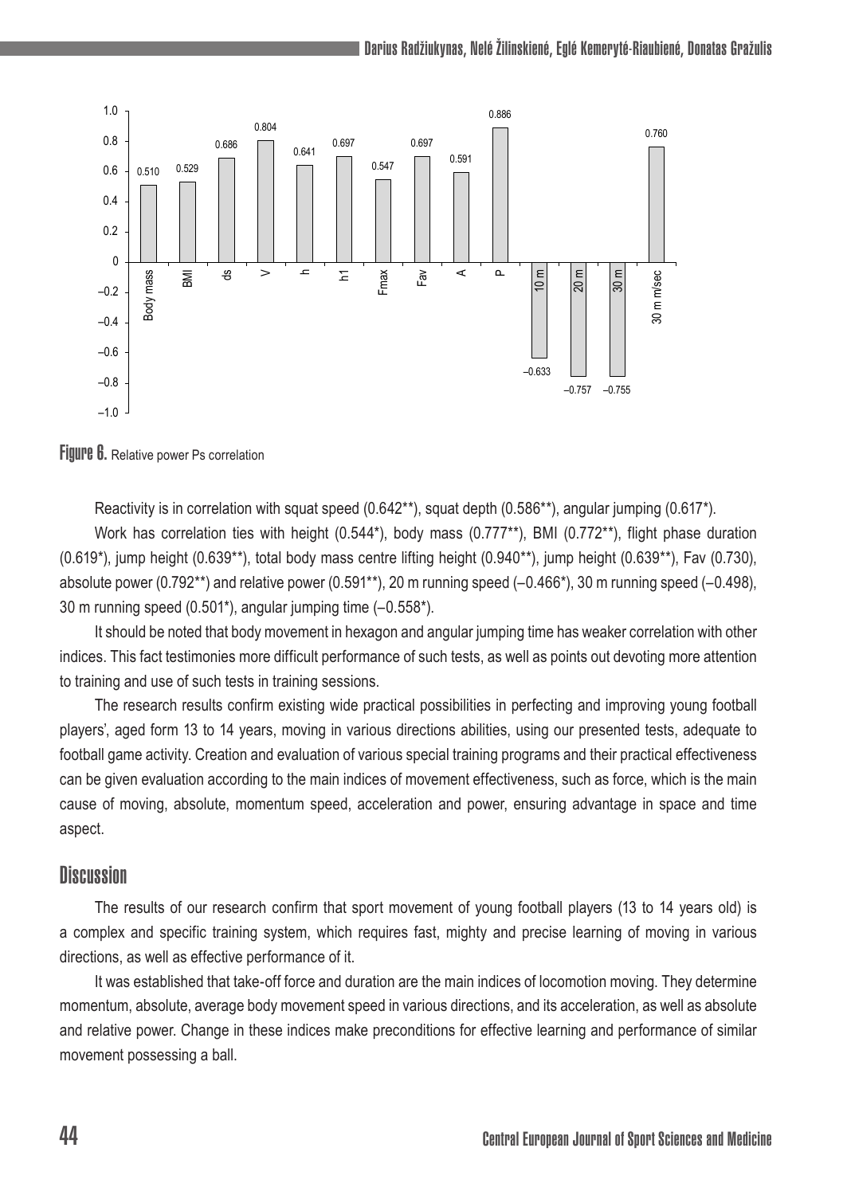1.0
0.8
0.6
0.4
0.2
0
–0.2
–0.4
–0.6
–0.8
–1.0

0.510 0.529 0.686 0.804 0.641 0.697 0.547 0.697 0.591 0.886 –0.633 –0.757 –0.755 0.760

Body mass
BMI
ds
V
h
h1
Fmax
Fav
A
P
10 m
20 m
30 m
30 m m/sec

**Figure 6.** Relative power Ps correlation

Reactivity is in correlation with squat speed (0.642**), squat depth (0.586**), angular jumping (0.617*).

Work has correlation ties with height (0.544*), body mass (0.777**), BMI (0.772**), flight phase duration (0.619*), jump height (0.639**), total body mass centre lifting height (0.940**), jump height (0.639**), Fav (0.730), absolute power (0.792**) and relative power (0.591**), 20 m running speed (–0.466*), 30 m running speed (–0.498), 30 m running speed (0.501*), angular jumping time (–0.558*).

It should be noted that body movement in hexagon and angular jumping time has weaker correlation with other indices. This fact testimonies more difficult performance of such tests, as well as points out devoting more attention to training and use of such tests in training sessions.

The research results confirm existing wide practical possibilities in perfecting and improving young football players', aged form 13 to 14 years, moving in various directions abilities, using our presented tests, adequate to football game activity. Creation and evaluation of various special training programs and their practical effectiveness can be given evaluation according to the main indices of movement effectiveness, such as force, which is the main cause of moving, absolute, momentum speed, acceleration and power, ensuring advantage in space and time aspect.

## Discussion

The results of our research confirm that sport movement of young football players (13 to 14 years old) is a complex and specific training system, which requires fast, mighty and precise learning of moving in various directions, as well as effective performance of it.

It was established that take-off force and duration are the main indices of locomotion moving. They determine momentum, absolute, average body movement speed in various directions, and its acceleration, as well as absolute and relative power. Change in these indices make preconditions for effective learning and performance of similar movement possessing a ball.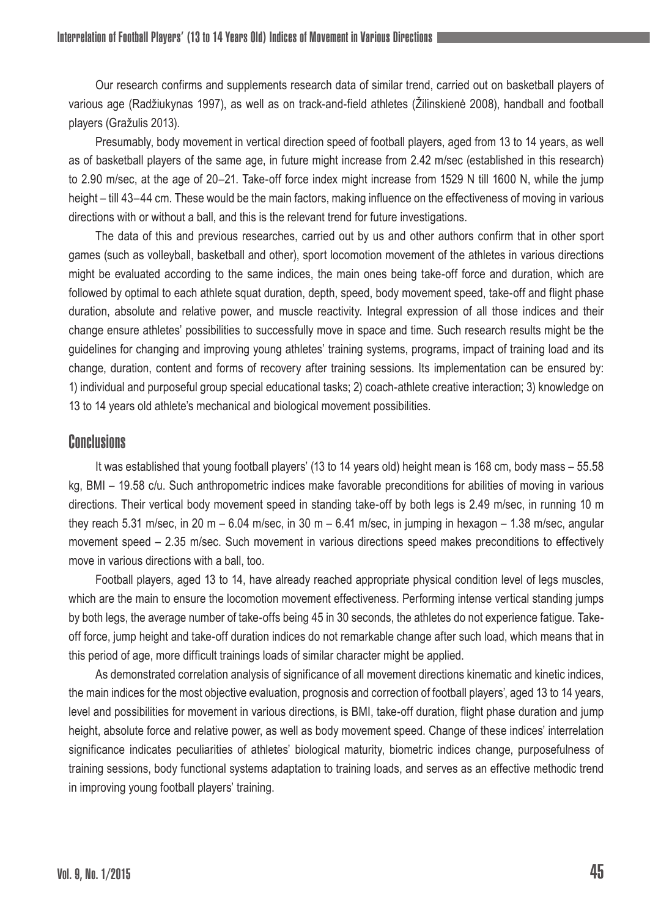Our research confirms and supplements research data of similar trend, carried out on basketball players of various age (Radžiukynas 1997), as well as on track-and-field athletes (Žilinskienė 2008), handball and football players (Gražulis 2013).

Presumably, body movement in vertical direction speed of football players, aged from 13 to 14 years, as well as of basketball players of the same age, in future might increase from 2.42 m/sec (established in this research) to 2.90 m/sec, at the age of 20–21. Take-off force index might increase from 1529 N till 1600 N, while the jump height – till 43–44 cm. These would be the main factors, making influence on the effectiveness of moving in various directions with or without a ball, and this is the relevant trend for future investigations.

The data of this and previous researches, carried out by us and other authors confirm that in other sport games (such as volleyball, basketball and other), sport locomotion movement of the athletes in various directions might be evaluated according to the same indices, the main ones being take-off force and duration, which are followed by optimal to each athlete squat duration, depth, speed, body movement speed, take-off and flight phase duration, absolute and relative power, and muscle reactivity. Integral expression of all those indices and their change ensure athletes' possibilities to successfully move in space and time. Such research results might be the guidelines for changing and improving young athletes' training systems, programs, impact of training load and its change, duration, content and forms of recovery after training sessions. Its implementation can be ensured by: 1) individual and purposeful group special educational tasks; 2) coach-athlete creative interaction; 3) knowledge on 13 to 14 years old athlete's mechanical and biological movement possibilities.

## Conclusions

It was established that young football players' (13 to 14 years old) height mean is 168 cm, body mass – 55.58 kg, BMI – 19.58 c/u. Such anthropometric indices make favorable preconditions for abilities of moving in various directions. Their vertical body movement speed in standing take-off by both legs is 2.49 m/sec, in running 10 m they reach 5.31 m/sec, in 20 m – 6.04 m/sec, in 30 m – 6.41 m/sec, in jumping in hexagon – 1.38 m/sec, angular movement speed – 2.35 m/sec. Such movement in various directions speed makes preconditions to effectively move in various directions with a ball, too.

Football players, aged 13 to 14, have already reached appropriate physical condition level of legs muscles, which are the main to ensure the locomotion movement effectiveness. Performing intense vertical standing jumps by both legs, the average number of take-offs being 45 in 30 seconds, the athletes do not experience fatigue. Take-off force, jump height and take-off duration indices do not remarkable change after such load, which means that in this period of age, more difficult trainings loads of similar character might be applied.

As demonstrated correlation analysis of significance of all movement directions kinematic and kinetic indices, the main indices for the most objective evaluation, prognosis and correction of football players', aged 13 to 14 years, level and possibilities for movement in various directions, is BMI, take-off duration, flight phase duration and jump height, absolute force and relative power, as well as body movement speed. Change of these indices' interrelation significance indicates peculiarities of athletes' biological maturity, biometric indices change, purposefulness of training sessions, body functional systems adaptation to training loads, and serves as an effective methodic trend in improving young football players' training.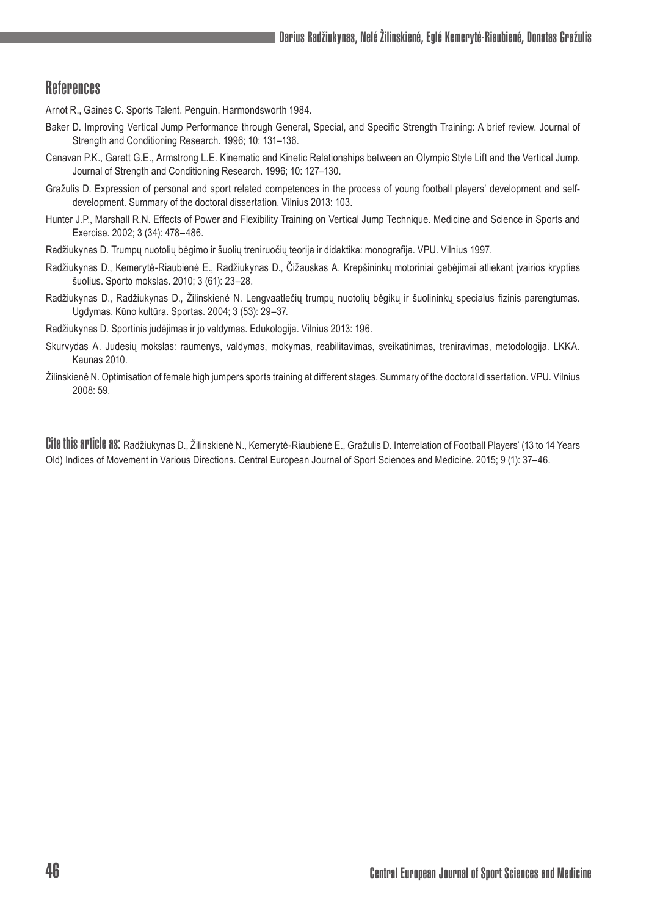## References

Arnot R., Gaines C. Sports Talent. Penguin. Harmondsworth 1984.

Baker D. Improving Vertical Jump Performance through General, Special, and Specific Strength Training: A brief review. Journal of Strength and Conditioning Research. 1996; 10: 131–136.

Canavan P.K., Garett G.E., Armstrong L.E. Kinematic and Kinetic Relationships between an Olympic Style Lift and the Vertical Jump. Journal of Strength and Conditioning Research. 1996; 10: 127–130.

Gražulis D. Expression of personal and sport related competences in the process of young football players' development and self-development. Summary of the doctoral dissertation. Vilnius 2013: 103.

Hunter J.P., Marshall R.N. Effects of Power and Flexibility Training on Vertical Jump Technique. Medicine and Science in Sports and Exercise. 2002; 3 (34): 478–486.

Radžiukynas D. Trumpų nuotolių bėgimo ir šuolių treniruočių teorija ir didaktika: monografija. VPU. Vilnius 1997.

Radžiukynas D., Kemerytė-Riaubienė E., Radžiukynas D., Čižauskas A. Krepšininkų motoriniai gebėjimai atliekant įvairios krypties šuolius. Sporto mokslas. 2010; 3 (61): 23–28.

Radžiukynas D., Radžiukynas D., Žilinskienė N. Lengvaatlečių trumpų nuotolių bėgikų ir šuolininkų specialus fizinis parengtumas. Ugdymas. Kūno kultūra. Sportas. 2004; 3 (53): 29–37.

Radžiukynas D. Sportinis judėjimas ir jo valdymas. Edukologija. Vilnius 2013: 196.

Skurvydas A. Judesių mokslas: raumenys, valdymas, mokymas, reabilitavimas, sveikatinimas, treniravimas, metodologija. LKKA. Kaunas 2010.

Žilinskienė N. Optimisation of female high jumpers sports training at different stages. Summary of the doctoral dissertation. VPU. Vilnius 2008: 59.

**Cite this article as:** Radžiukynas D., Žilinskienė N., Kemerytė-Riaubienė E., Gražulis D. Interrelation of Football Players' (13 to 14 Years Old) Indices of Movement in Various Directions. Central European Journal of Sport Sciences and Medicine. 2015; 9 (1): 37–46.